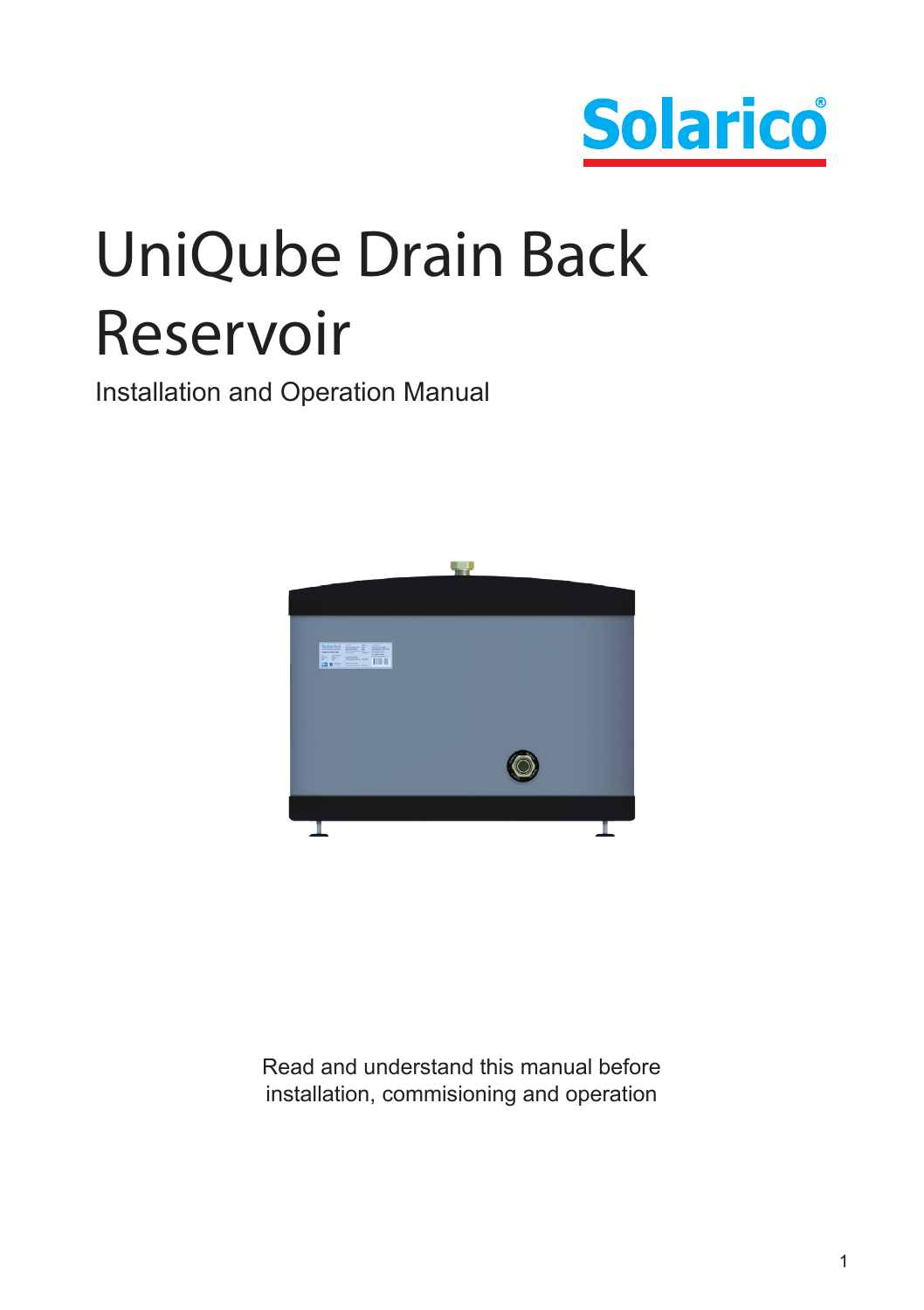Solarico®

# UniQube Drain Back Reservoir

Installation and Operation Manual

Read and understand this manual before installation, commisioning and operation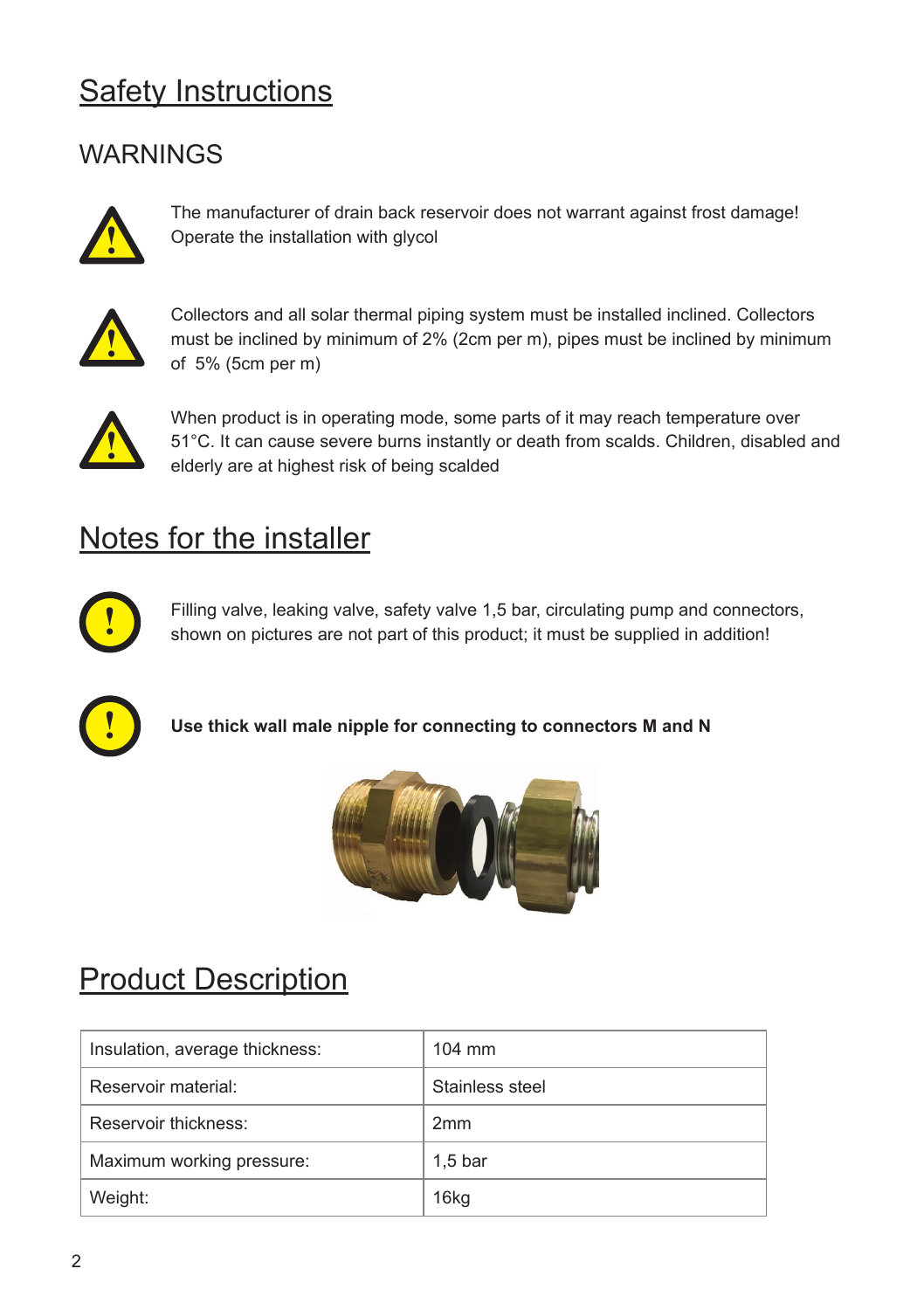# Safety Instructions

## WARNINGS

The manufacturer of drain back reservoir does not warrant against frost damage! Operate the installation with glycol

Collectors and all solar thermal piping system must be installed inclined. Collectors must be inclined by minimum of 2% (2cm per m), pipes must be inclined by minimum of 5% (5cm per m)

When product is in operating mode, some parts of it may reach temperature over 51°C. It can cause severe burns instantly or death from scalds. Children, disabled and elderly are at highest risk of being scalded

# Notes for the installer

Filling valve, leaking valve, safety valve 1,5 bar, circulating pump and connectors, shown on pictures are not part of this product; it must be supplied in addition!

**Use thick wall male nipple for connecting to connectors M and N**

# Product Description

| Insulation, average thickness: | 104 mm |
| --- | --- |
| Reservoir material: | Stainless steel |
| Reservoir thickness: | 2mm |
| Maximum working pressure: | 1,5 bar |
| Weight: | 16kg |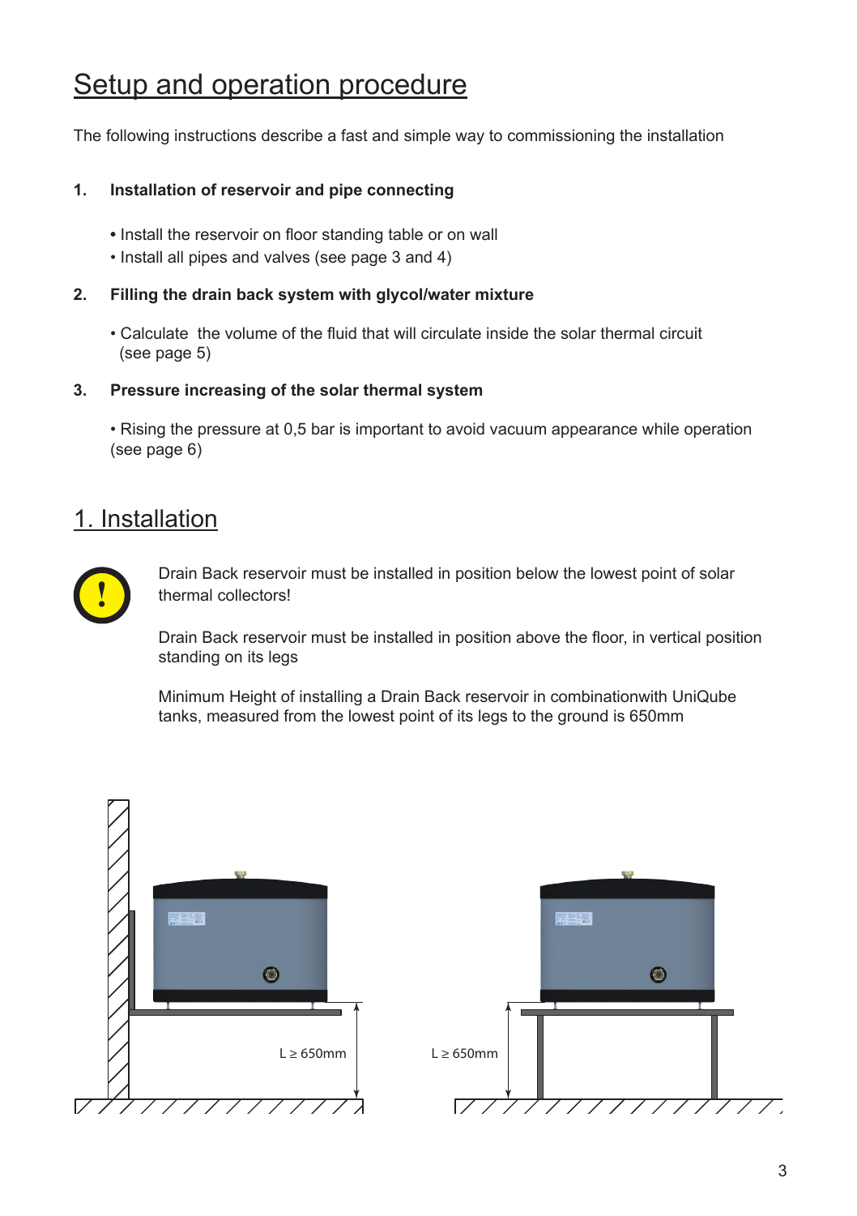# Setup and operation procedure

The following instructions describe a fast and simple way to commissioning the installation

**1. Installation of reservoir and pipe connecting**

- Install the reservoir on floor standing table or on wall
- Install all pipes and valves (see page 3 and 4)

**2. Filling the drain back system with glycol/water mixture**

- Calculate  the volume of the fluid that will circulate inside the solar thermal circuit (see page 5)

**3. Pressure increasing of the solar thermal system**

- Rising the pressure at 0,5 bar is important to avoid vacuum appearance while operation (see page 6)

# 1. Installation

Drain Back reservoir must be installed in position below the lowest point of solar thermal collectors!

Drain Back reservoir must be installed in position above the floor, in vertical position standing on its legs

Minimum Height of installing a Drain Back reservoir in combinationwith UniQube tanks, measured from the lowest point of its legs to the ground is 650mm

L ≥ 650mm

L ≥ 650mm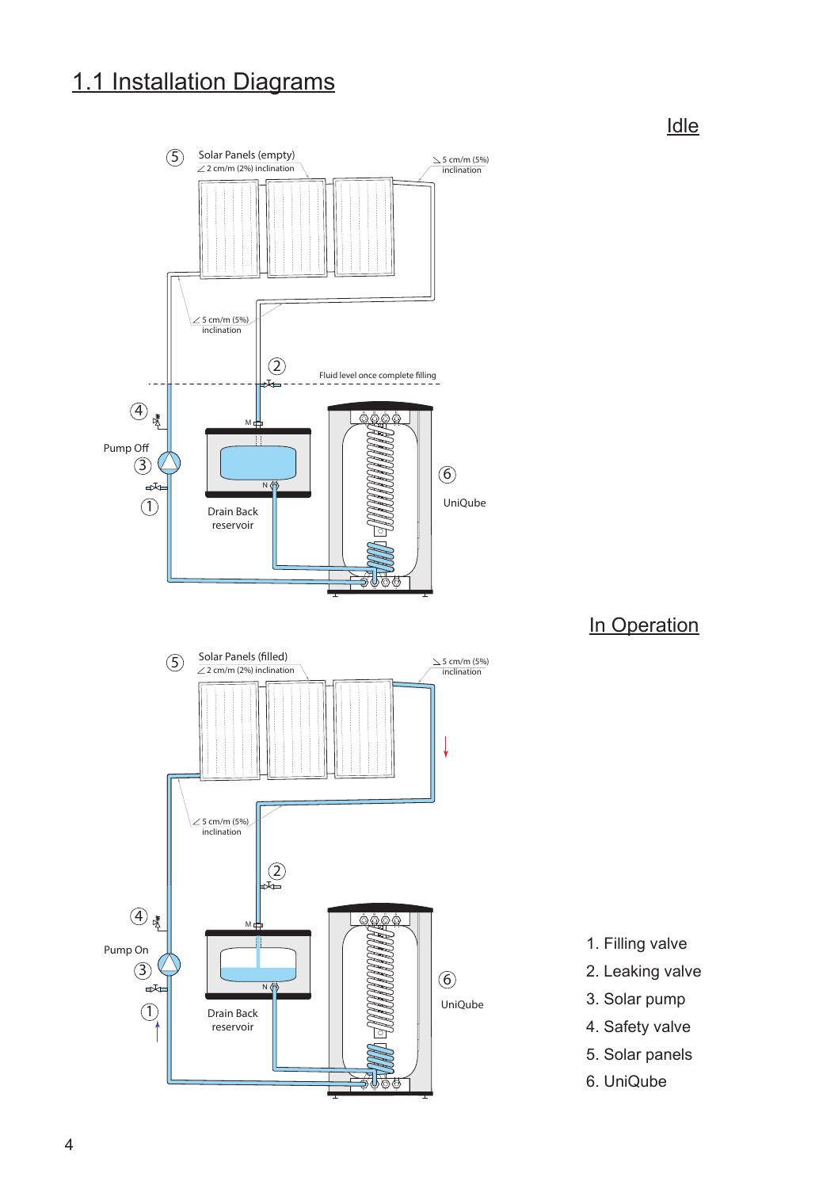## 1.1 Installation Diagrams

Idle

⑤ Solar Panels (empty)
2 cm/m (2%) inclination

5 cm/m (5%) inclination

5 cm/m (5%) inclination

② Fluid level once complete filling

④

Pump Off ③

①

M

N

Drain Back reservoir

⑥ UniQube

In Operation

⑤ Solar Panels (filled)
2 cm/m (2%) inclination

5 cm/m (5%) inclination

5 cm/m (5%) inclination

②

④

Pump On ③

①

M

N

Drain Back reservoir

⑥ UniQube

1. Filling valve
2. Leaking valve
3. Solar pump
4. Safety valve
5. Solar panels
6. UniQube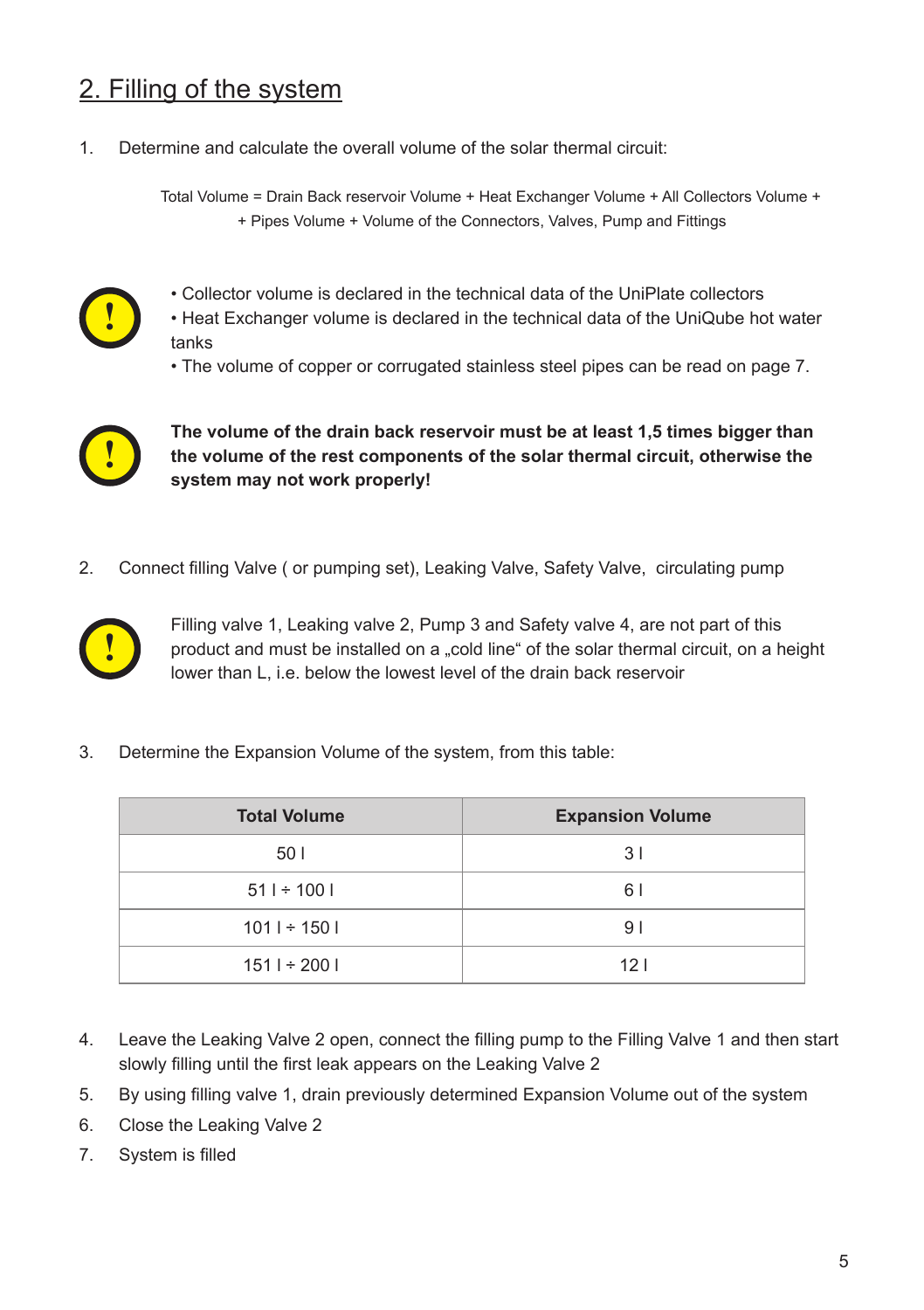## 2. Filling of the system

1. Determine and calculate the overall volume of the solar thermal circuit:

   Total Volume = Drain Back reservoir Volume + Heat Exchanger Volume + All Collectors Volume + + Pipes Volume + Volume of the Connectors, Valves, Pump and Fittings

• Collector volume is declared in the technical data of the UniPlate collectors
• Heat Exchanger volume is declared in the technical data of the UniQube hot water tanks
• The volume of copper or corrugated stainless steel pipes can be read on page 7.

**The volume of the drain back reservoir must be at least 1,5 times bigger than the volume of the rest components of the solar thermal circuit, otherwise the system may not work properly!**

2. Connect filling Valve ( or pumping set), Leaking Valve, Safety Valve, circulating pump

Filling valve 1, Leaking valve 2, Pump 3 and Safety valve 4, are not part of this product and must be installed on a „cold line“ of the solar thermal circuit, on a height lower than L, i.e. below the lowest level of the drain back reservoir

3. Determine the Expansion Volume of the system, from this table:

| Total Volume | Expansion Volume |
|---|---|
| 50 l | 3 l |
| 51 l ÷ 100 l | 6 l |
| 101 l ÷ 150 l | 9 l |
| 151 l ÷ 200 l | 12 l |

4. Leave the Leaking Valve 2 open, connect the filling pump to the Filling Valve 1 and then start slowly filling until the first leak appears on the Leaking Valve 2
5. By using filling valve 1, drain previously determined Expansion Volume out of the system
6. Close the Leaking Valve 2
7. System is filled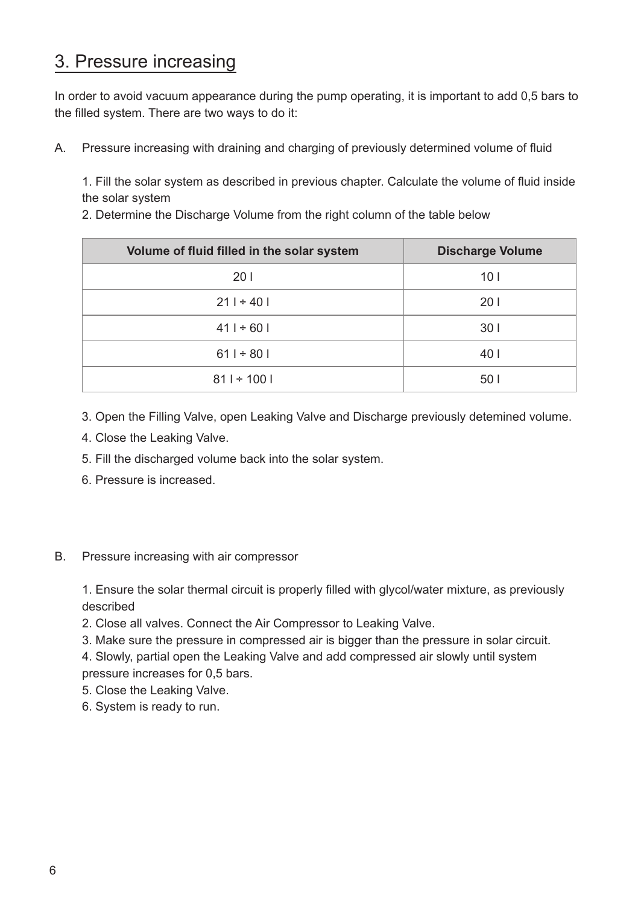# 3. Pressure increasing

In order to avoid vacuum appearance during the pump operating, it is important to add 0,5 bars to the filled system. There are two ways to do it:

A. Pressure increasing with draining and charging of previously determined volume of fluid

1. Fill the solar system as described in previous chapter. Calculate the volume of fluid inside the solar system
2. Determine the Discharge Volume from the right column of the table below

| Volume of fluid filled in the solar system | Discharge Volume |
|---|---|
| 20 l | 10 l |
| 21 l ÷ 40 l | 20 l |
| 41 l ÷ 60 l | 30 l |
| 61 l ÷ 80 l | 40 l |
| 81 l ÷ 100 l | 50 l |

3. Open the Filling Valve, open Leaking Valve and Discharge previously detemined volume.
4. Close the Leaking Valve.
5. Fill the discharged volume back into the solar system.
6. Pressure is increased.

B. Pressure increasing with air compressor

1. Ensure the solar thermal circuit is properly filled with glycol/water mixture, as previously described
2. Close all valves. Connect the Air Compressor to Leaking Valve.
3. Make sure the pressure in compressed air is bigger than the pressure in solar circuit.
4. Slowly, partial open the Leaking Valve and add compressed air slowly until system pressure increases for 0,5 bars.
5. Close the Leaking Valve.
6. System is ready to run.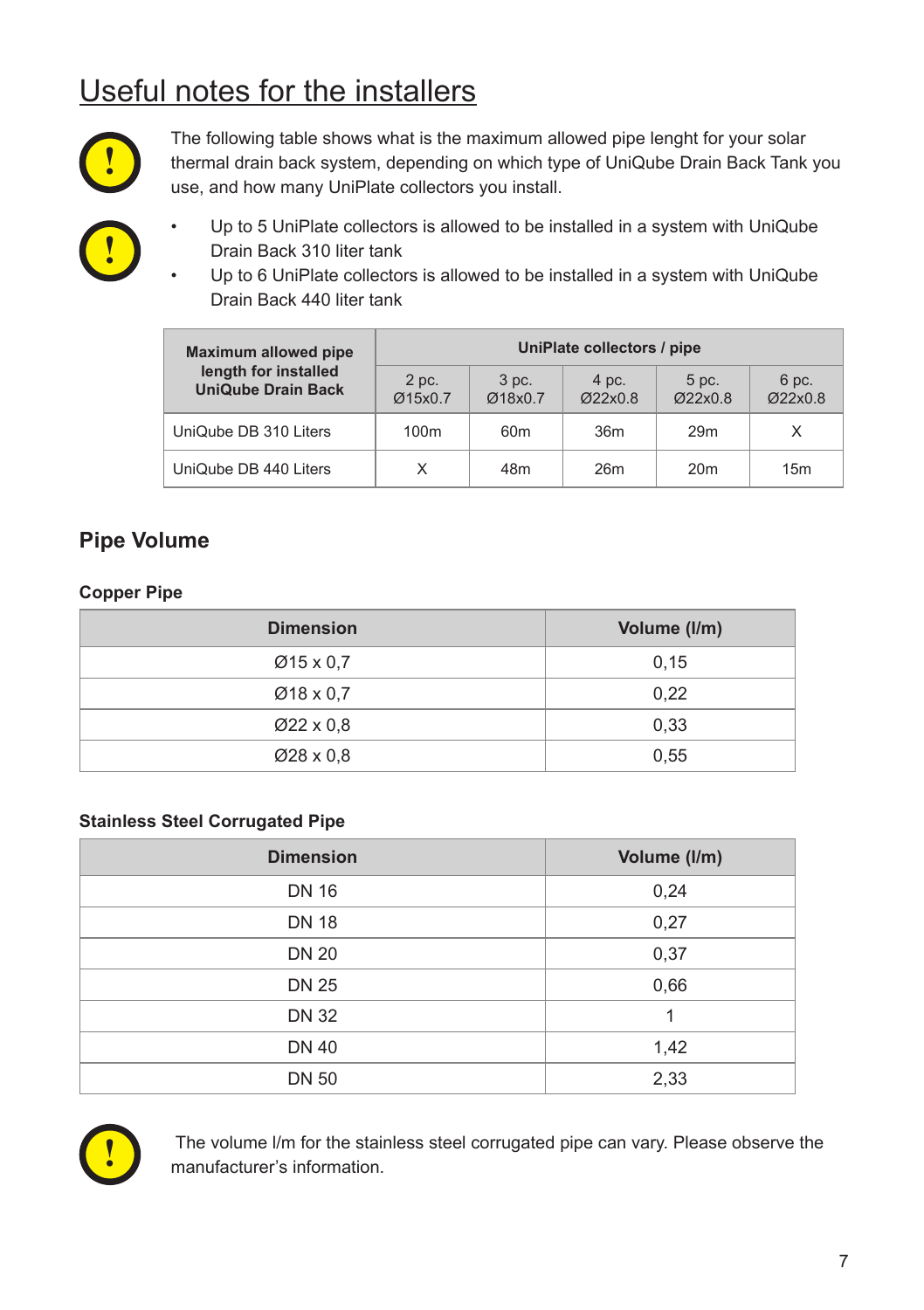# Useful notes for the installers

The following table shows what is the maximum allowed pipe lenght for your solar thermal drain back system, depending on which type of UniQube Drain Back Tank you use, and how many UniPlate collectors you install.

- Up to 5 UniPlate collectors is allowed to be installed in a system with UniQube Drain Back 310 liter tank
- Up to 6 UniPlate collectors is allowed to be installed in a system with UniQube Drain Back 440 liter tank

| Maximum allowed pipe length for installed UniQube Drain Back | UniPlate collectors / pipe | | | | |
|---|---|---|---|---|---|
| | 2 pc. Ø15x0.7 | 3 pc. Ø18x0.7 | 4 pc. Ø22x0.8 | 5 pc. Ø22x0.8 | 6 pc. Ø22x0.8 |
| UniQube DB 310 Liters | 100m | 60m | 36m | 29m | X |
| UniQube DB 440 Liters | X | 48m | 26m | 20m | 15m |

## Pipe Volume

### Copper Pipe

| Dimension | Volume (l/m) |
|---|---|
| Ø15 x 0,7 | 0,15 |
| Ø18 x 0,7 | 0,22 |
| Ø22 x 0,8 | 0,33 |
| Ø28 x 0,8 | 0,55 |

### Stainless Steel Corrugated Pipe

| Dimension | Volume (l/m) |
|---|---|
| DN 16 | 0,24 |
| DN 18 | 0,27 |
| DN 20 | 0,37 |
| DN 25 | 0,66 |
| DN 32 | 1 |
| DN 40 | 1,42 |
| DN 50 | 2,33 |

The volume l/m for the stainless steel corrugated pipe can vary. Please observe the manufacturer's information.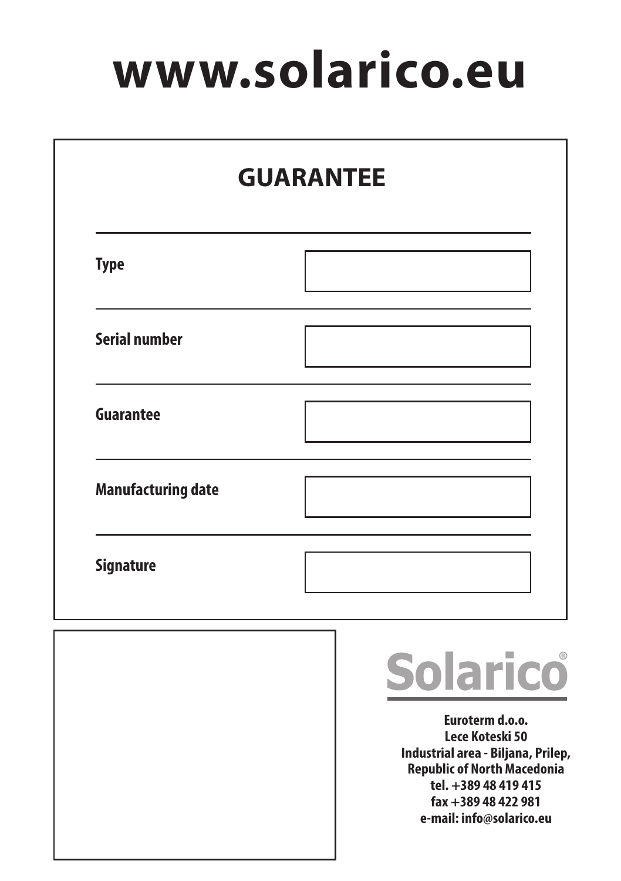# www.solarico.eu

## GUARANTEE

| | |
|---|---|
| **Type** | |
| **Serial number** | |
| **Guarantee** | |
| **Manufacturing date** | |
| **Signature** | |

**Solarico®**

**Euroterm d.o.o.**
**Lece Koteski 50**
**Industrial area - Biljana, Prilep,**
**Republic of North Macedonia**
**tel. +389 48 419 415**
**fax +389 48 422 981**
**e-mail: info@solarico.eu**